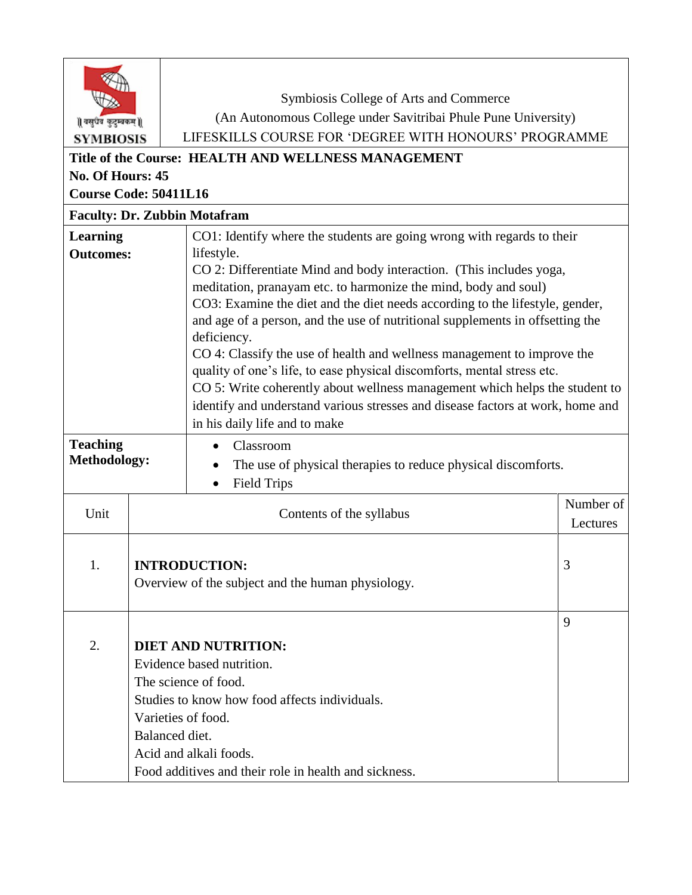Symbiosis College of Arts and Commerce
(An Autonomous College under Savitribai Phule Pune University)
LIFESKILLS COURSE FOR 'DEGREE WITH HONOURS' PROGRAMME

**Title of the Course: HEALTH AND WELLNESS MANAGEMENT**
**No. Of Hours: 45**
**Course Code: 50411L16**

**Faculty: Dr. Zubbin Motafram**

**Learning Outcomes:**

CO1: Identify where the students are going wrong with regards to their lifestyle.
CO 2: Differentiate Mind and body interaction. (This includes yoga, meditation, pranayam etc. to harmonize the mind, body and soul)
CO3: Examine the diet and the diet needs according to the lifestyle, gender, and age of a person, and the use of nutritional supplements in offsetting the deficiency.
CO 4: Classify the use of health and wellness management to improve the quality of one's life, to ease physical discomforts, mental stress etc.
CO 5: Write coherently about wellness management which helps the student to identify and understand various stresses and disease factors at work, home and in his daily life and to make

**Teaching Methodology:**

- Classroom
- The use of physical therapies to reduce physical discomforts.
- Field Trips

| Unit | Contents of the syllabus | Number of Lectures |
|---|---|---|
| 1. | **INTRODUCTION:**<br>Overview of the subject and the human physiology. | 3 |
| 2. | **DIET AND NUTRITION:**<br>Evidence based nutrition.<br>The science of food.<br>Studies to know how food affects individuals.<br>Varieties of food.<br>Balanced diet.<br>Acid and alkali foods.<br>Food additives and their role in health and sickness. | 9 |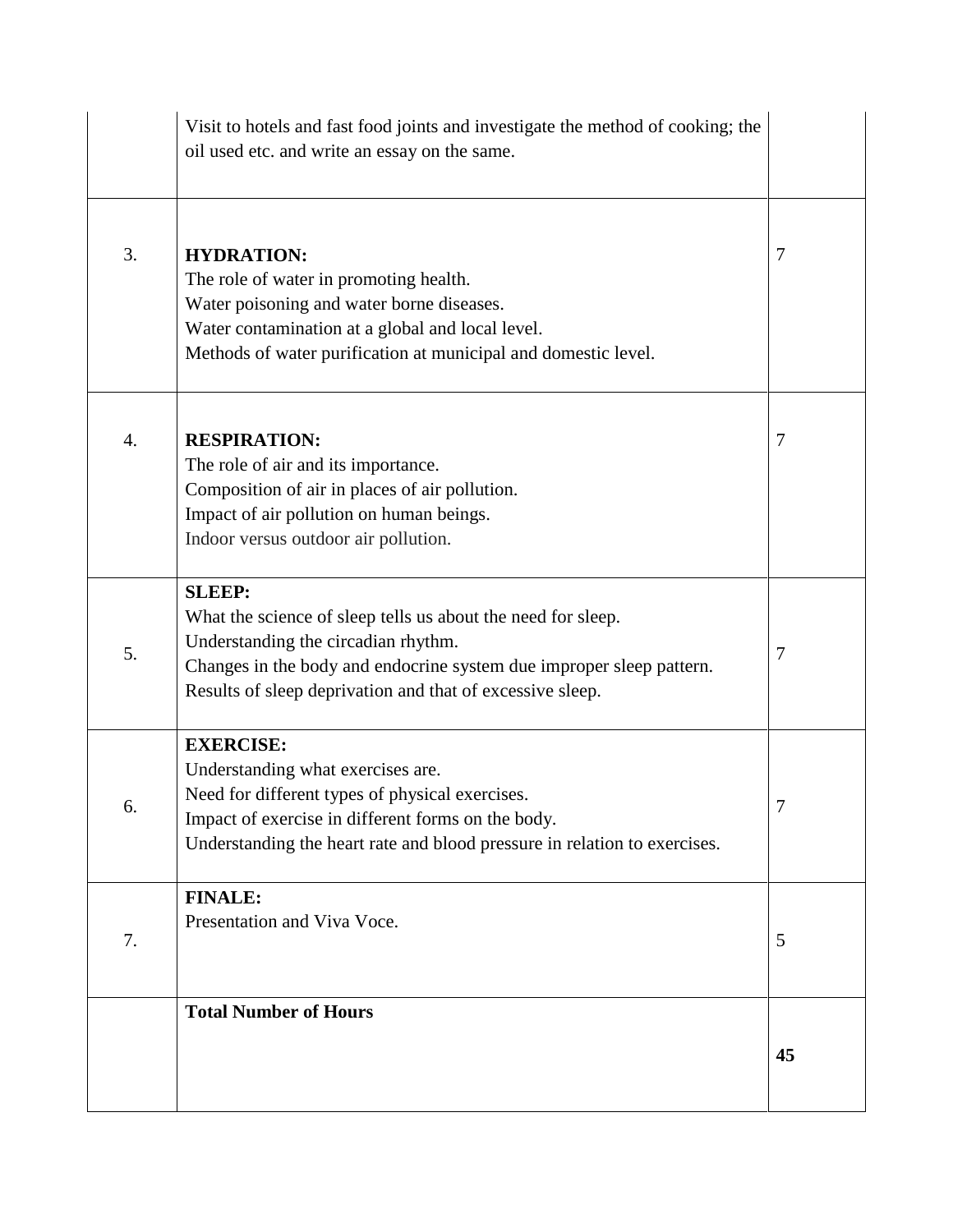| | | |
|---|---|---|
| | Visit to hotels and fast food joints and investigate the method of cooking; the oil used etc. and write an essay on the same. | |
| 3. | **HYDRATION:**<br>The role of water in promoting health.<br>Water poisoning and water borne diseases.<br>Water contamination at a global and local level.<br>Methods of water purification at municipal and domestic level. | 7 |
| 4. | **RESPIRATION:**<br>The role of air and its importance.<br>Composition of air in places of air pollution.<br>Impact of air pollution on human beings.<br>Indoor versus outdoor air pollution. | 7 |
| 5. | **SLEEP:**<br>What the science of sleep tells us about the need for sleep.<br>Understanding the circadian rhythm.<br>Changes in the body and endocrine system due improper sleep pattern.<br>Results of sleep deprivation and that of excessive sleep. | 7 |
| 6. | **EXERCISE:**<br>Understanding what exercises are.<br>Need for different types of physical exercises.<br>Impact of exercise in different forms on the body.<br>Understanding the heart rate and blood pressure in relation to exercises. | 7 |
| 7. | **FINALE:**<br>Presentation and Viva Voce. | 5 |
| | **Total Number of Hours** | **45** |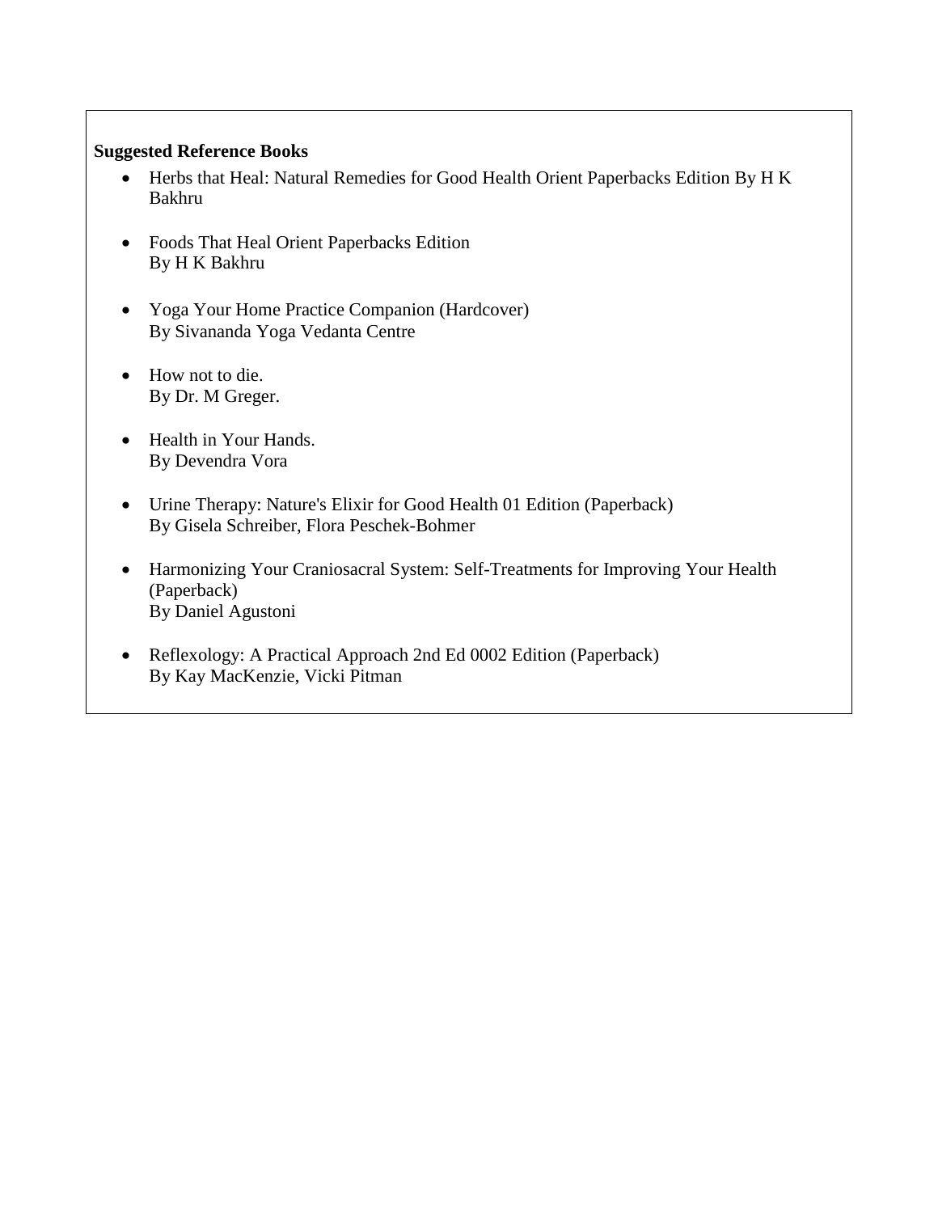**Suggested Reference Books**

- Herbs that Heal: Natural Remedies for Good Health Orient Paperbacks Edition By H K Bakhru
- Foods That Heal Orient Paperbacks Edition
  By H K Bakhru
- Yoga Your Home Practice Companion (Hardcover)
  By Sivananda Yoga Vedanta Centre
- How not to die.
  By Dr. M Greger.
- Health in Your Hands.
  By Devendra Vora
- Urine Therapy: Nature's Elixir for Good Health 01 Edition (Paperback)
  By Gisela Schreiber, Flora Peschek-Bohmer
- Harmonizing Your Craniosacral System: Self-Treatments for Improving Your Health (Paperback)
  By Daniel Agustoni
- Reflexology: A Practical Approach 2nd Ed 0002 Edition (Paperback)
  By Kay MacKenzie, Vicki Pitman